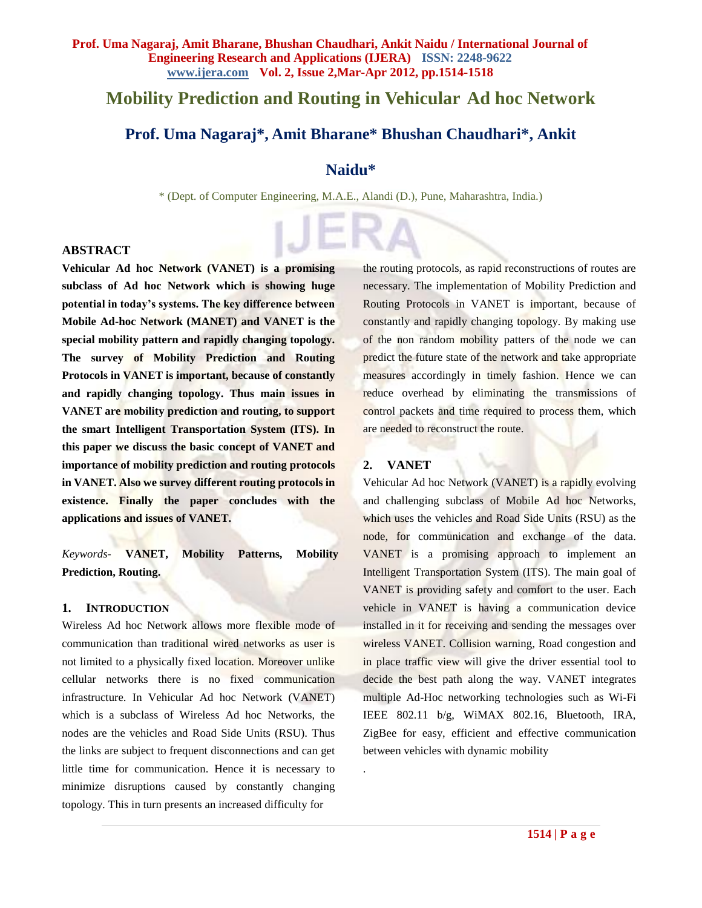# Mobility Prediction and Routing in Vehicular Ad hoc Network

## Prof. Uma Nagaraj*, Amit Bharane* Bhushan Chaudhari*, Ankit Naidu*

\* (Dept. of Computer Engineering, M.A.E., Alandi (D.), Pune, Maharashtra, India.)

### ABSTRACT

**Vehicular Ad hoc Network (VANET) is a promising subclass of Ad hoc Network which is showing huge potential in today's systems. The key difference between Mobile Ad-hoc Network (MANET) and VANET is the special mobility pattern and rapidly changing topology. The survey of Mobility Prediction and Routing Protocols in VANET is important, because of constantly and rapidly changing topology. Thus main issues in VANET are mobility prediction and routing, to support the smart Intelligent Transportation System (ITS). In this paper we discuss the basic concept of VANET and importance of mobility prediction and routing protocols in VANET. Also we survey different routing protocols in existence. Finally the paper concludes with the applications and issues of VANET.**

*Keywords-* **VANET, Mobility Patterns, Mobility Prediction, Routing.**

### 1. INTRODUCTION

Wireless Ad hoc Network allows more flexible mode of communication than traditional wired networks as user is not limited to a physically fixed location. Moreover unlike cellular networks there is no fixed communication infrastructure. In Vehicular Ad hoc Network (VANET) which is a subclass of Wireless Ad hoc Networks, the nodes are the vehicles and Road Side Units (RSU). Thus the links are subject to frequent disconnections and can get little time for communication. Hence it is necessary to minimize disruptions caused by constantly changing topology. This in turn presents an increased difficulty for the routing protocols, as rapid reconstructions of routes are necessary. The implementation of Mobility Prediction and Routing Protocols in VANET is important, because of constantly and rapidly changing topology. By making use of the non random mobility patters of the node we can predict the future state of the network and take appropriate measures accordingly in timely fashion. Hence we can reduce overhead by eliminating the transmissions of control packets and time required to process them, which are needed to reconstruct the route.

### 2. VANET

Vehicular Ad hoc Network (VANET) is a rapidly evolving and challenging subclass of Mobile Ad hoc Networks, which uses the vehicles and Road Side Units (RSU) as the node, for communication and exchange of the data. VANET is a promising approach to implement an Intelligent Transportation System (ITS). The main goal of VANET is providing safety and comfort to the user. Each vehicle in VANET is having a communication device installed in it for receiving and sending the messages over wireless VANET. Collision warning, Road congestion and in place traffic view will give the driver essential tool to decide the best path along the way. VANET integrates multiple Ad-Hoc networking technologies such as Wi-Fi IEEE 802.11 b/g, WiMAX 802.16, Bluetooth, IRA, ZigBee for easy, efficient and effective communication between vehicles with dynamic mobility

.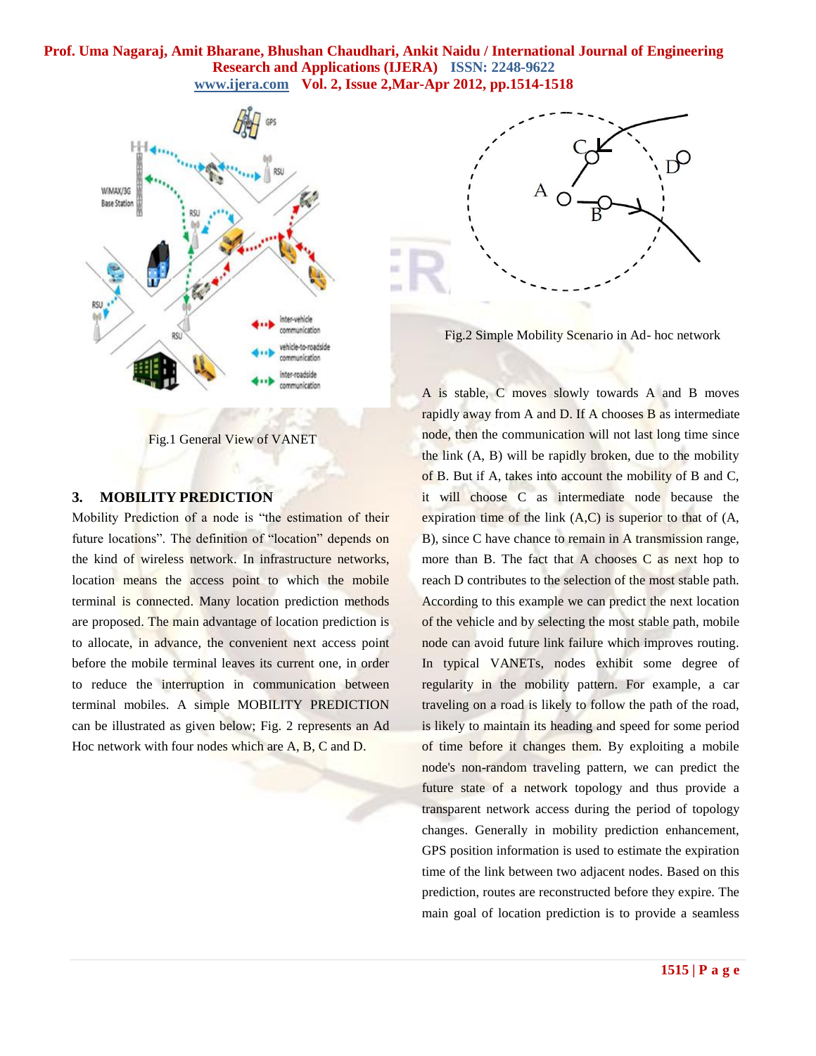Fig.1 General View of VANET

## 3. MOBILITY PREDICTION

Mobility Prediction of a node is "the estimation of their future locations". The definition of "location" depends on the kind of wireless network. In infrastructure networks, location means the access point to which the mobile terminal is connected. Many location prediction methods are proposed. The main advantage of location prediction is to allocate, in advance, the convenient next access point before the mobile terminal leaves its current one, in order to reduce the interruption in communication between terminal mobiles. A simple MOBILITY PREDICTION can be illustrated as given below; Fig. 2 represents an Ad Hoc network with four nodes which are A, B, C and D.

Fig.2 Simple Mobility Scenario in Ad- hoc network

A is stable, C moves slowly towards A and B moves rapidly away from A and D. If A chooses B as intermediate node, then the communication will not last long time since the link (A, B) will be rapidly broken, due to the mobility of B. But if A, takes into account the mobility of B and C, it will choose C as intermediate node because the expiration time of the link (A,C) is superior to that of (A, B), since C have chance to remain in A transmission range, more than B. The fact that A chooses C as next hop to reach D contributes to the selection of the most stable path. According to this example we can predict the next location of the vehicle and by selecting the most stable path, mobile node can avoid future link failure which improves routing. In typical VANETs, nodes exhibit some degree of regularity in the mobility pattern. For example, a car traveling on a road is likely to follow the path of the road, is likely to maintain its heading and speed for some period of time before it changes them. By exploiting a mobile node's non-random traveling pattern, we can predict the future state of a network topology and thus provide a transparent network access during the period of topology changes. Generally in mobility prediction enhancement, GPS position information is used to estimate the expiration time of the link between two adjacent nodes. Based on this prediction, routes are reconstructed before they expire. The main goal of location prediction is to provide a seamless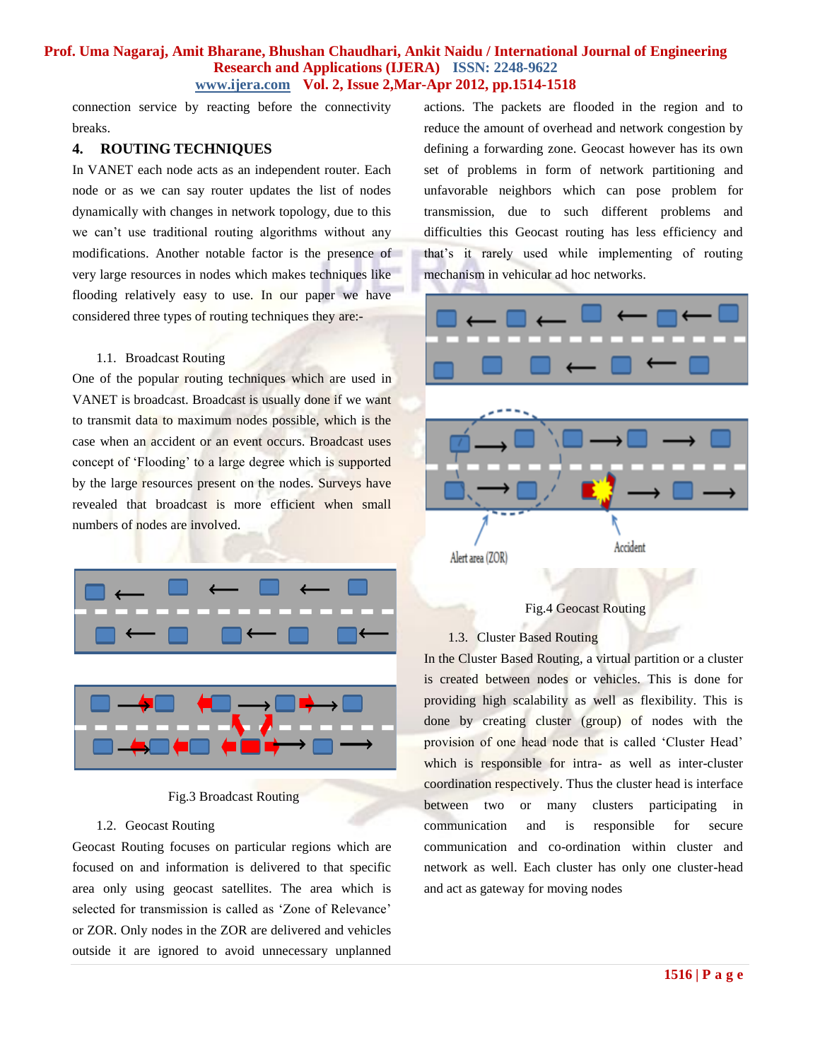connection service by reacting before the connectivity breaks.

## 4. ROUTING TECHNIQUES

In VANET each node acts as an independent router. Each node or as we can say router updates the list of nodes dynamically with changes in network topology, due to this we can't use traditional routing algorithms without any modifications. Another notable factor is the presence of very large resources in nodes which makes techniques like flooding relatively easy to use. In our paper we have considered three types of routing techniques they are:-

### 1.1. Broadcast Routing

One of the popular routing techniques which are used in VANET is broadcast. Broadcast is usually done if we want to transmit data to maximum nodes possible, which is the case when an accident or an event occurs. Broadcast uses concept of 'Flooding' to a large degree which is supported by the large resources present on the nodes. Surveys have revealed that broadcast is more efficient when small numbers of nodes are involved.

Fig.3 Broadcast Routing

### 1.2. Geocast Routing

Geocast Routing focuses on particular regions which are focused on and information is delivered to that specific area only using geocast satellites. The area which is selected for transmission is called as 'Zone of Relevance' or ZOR. Only nodes in the ZOR are delivered and vehicles outside it are ignored to avoid unnecessary unplanned actions. The packets are flooded in the region and to reduce the amount of overhead and network congestion by defining a forwarding zone. Geocast however has its own set of problems in form of network partitioning and unfavorable neighbors which can pose problem for transmission, due to such different problems and difficulties this Geocast routing has less efficiency and that's it rarely used while implementing of routing mechanism in vehicular ad hoc networks.

Fig.4 Geocast Routing

### 1.3. Cluster Based Routing

In the Cluster Based Routing, a virtual partition or a cluster is created between nodes or vehicles. This is done for providing high scalability as well as flexibility. This is done by creating cluster (group) of nodes with the provision of one head node that is called 'Cluster Head' which is responsible for intra- as well as inter-cluster coordination respectively. Thus the cluster head is interface between two or many clusters participating in communication and is responsible for secure communication and co-ordination within cluster and network as well. Each cluster has only one cluster-head and act as gateway for moving nodes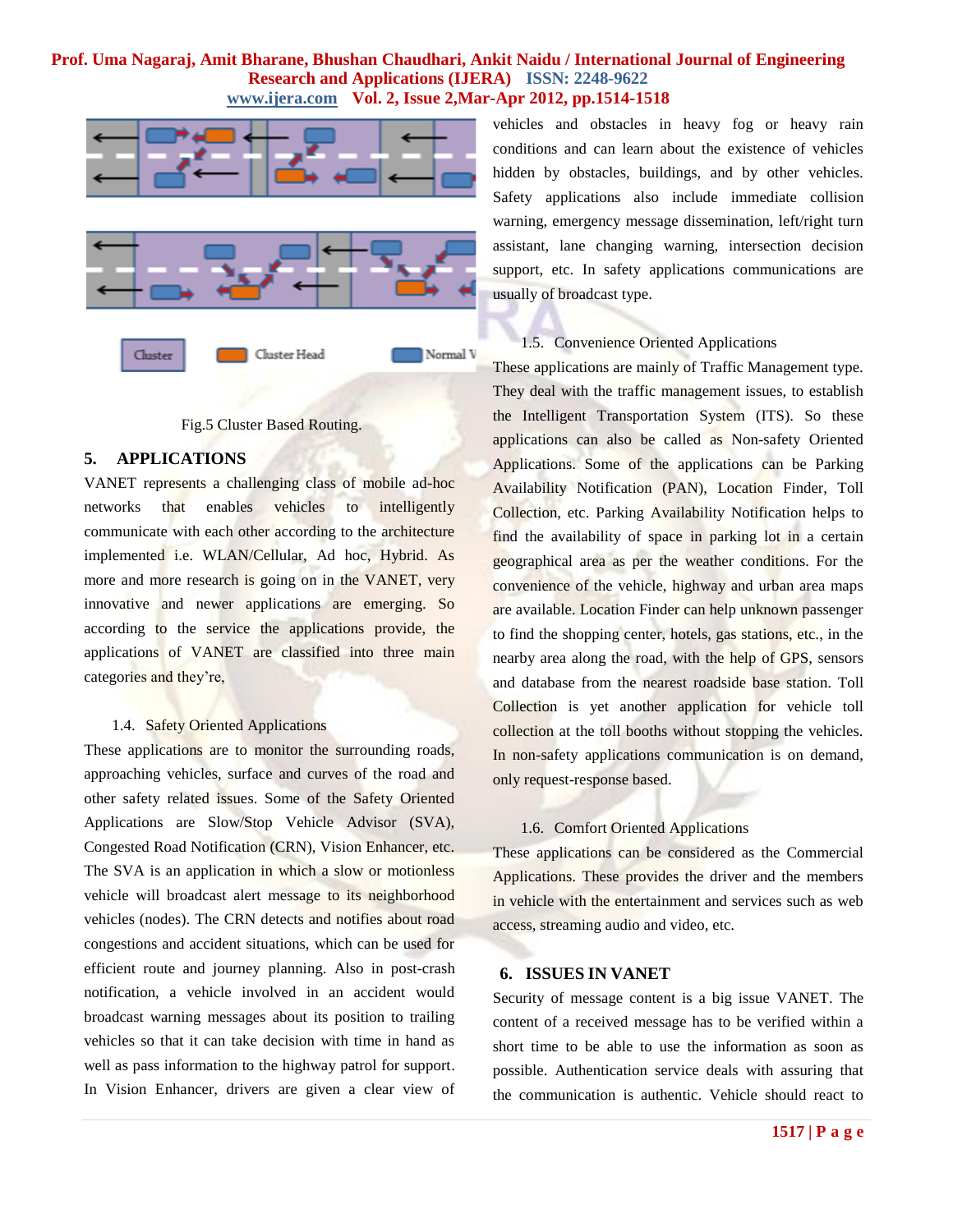Fig.5 Cluster Based Routing.

## 5. APPLICATIONS

VANET represents a challenging class of mobile ad-hoc networks that enables vehicles to intelligently communicate with each other according to the architecture implemented i.e. WLAN/Cellular, Ad hoc, Hybrid. As more and more research is going on in the VANET, very innovative and newer applications are emerging. So according to the service the applications provide, the applications of VANET are classified into three main categories and they're,

### 1.4. Safety Oriented Applications

These applications are to monitor the surrounding roads, approaching vehicles, surface and curves of the road and other safety related issues. Some of the Safety Oriented Applications are Slow/Stop Vehicle Advisor (SVA), Congested Road Notification (CRN), Vision Enhancer, etc. The SVA is an application in which a slow or motionless vehicle will broadcast alert message to its neighborhood vehicles (nodes). The CRN detects and notifies about road congestions and accident situations, which can be used for efficient route and journey planning. Also in post-crash notification, a vehicle involved in an accident would broadcast warning messages about its position to trailing vehicles so that it can take decision with time in hand as well as pass information to the highway patrol for support. In Vision Enhancer, drivers are given a clear view of vehicles and obstacles in heavy fog or heavy rain conditions and can learn about the existence of vehicles hidden by obstacles, buildings, and by other vehicles. Safety applications also include immediate collision warning, emergency message dissemination, left/right turn assistant, lane changing warning, intersection decision support, etc. In safety applications communications are usually of broadcast type.

### 1.5. Convenience Oriented Applications

These applications are mainly of Traffic Management type. They deal with the traffic management issues, to establish the Intelligent Transportation System (ITS). So these applications can also be called as Non-safety Oriented Applications. Some of the applications can be Parking Availability Notification (PAN), Location Finder, Toll Collection, etc. Parking Availability Notification helps to find the availability of space in parking lot in a certain geographical area as per the weather conditions. For the convenience of the vehicle, highway and urban area maps are available. Location Finder can help unknown passenger to find the shopping center, hotels, gas stations, etc., in the nearby area along the road, with the help of GPS, sensors and database from the nearest roadside base station. Toll Collection is yet another application for vehicle toll collection at the toll booths without stopping the vehicles. In non-safety applications communication is on demand, only request-response based.

### 1.6. Comfort Oriented Applications

These applications can be considered as the Commercial Applications. These provides the driver and the members in vehicle with the entertainment and services such as web access, streaming audio and video, etc.

## 6. ISSUES IN VANET

Security of message content is a big issue VANET. The content of a received message has to be verified within a short time to be able to use the information as soon as possible. Authentication service deals with assuring that the communication is authentic. Vehicle should react to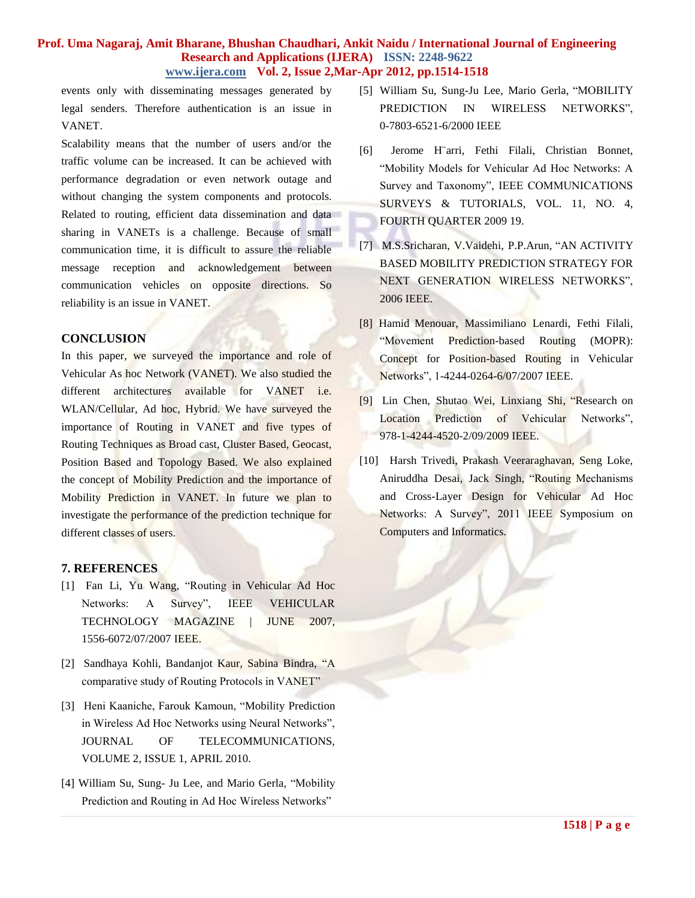events only with disseminating messages generated by legal senders. Therefore authentication is an issue in VANET.

Scalability means that the number of users and/or the traffic volume can be increased. It can be achieved with performance degradation or even network outage and without changing the system components and protocols. Related to routing, efficient data dissemination and data sharing in VANETs is a challenge. Because of small communication time, it is difficult to assure the reliable message reception and acknowledgement between communication vehicles on opposite directions. So reliability is an issue in VANET.

## CONCLUSION

In this paper, we surveyed the importance and role of Vehicular As hoc Network (VANET). We also studied the different architectures available for VANET i.e. WLAN/Cellular, Ad hoc, Hybrid. We have surveyed the importance of Routing in VANET and five types of Routing Techniques as Broad cast, Cluster Based, Geocast, Position Based and Topology Based. We also explained the concept of Mobility Prediction and the importance of Mobility Prediction in VANET. In future we plan to investigate the performance of the prediction technique for different classes of users.

## 7. REFERENCES

[1] Fan Li, Yu Wang, "Routing in Vehicular Ad Hoc Networks: A Survey", IEEE VEHICULAR TECHNOLOGY MAGAZINE | JUNE 2007, 1556-6072/07/2007 IEEE.

[2] Sandhaya Kohli, Bandanjot Kaur, Sabina Bindra, "A comparative study of Routing Protocols in VANET"

[3] Heni Kaaniche, Farouk Kamoun, "Mobility Prediction in Wireless Ad Hoc Networks using Neural Networks", JOURNAL OF TELECOMMUNICATIONS, VOLUME 2, ISSUE 1, APRIL 2010.

[4] William Su, Sung- Ju Lee, and Mario Gerla, "Mobility Prediction and Routing in Ad Hoc Wireless Networks"

[5] William Su, Sung-Ju Lee, Mario Gerla, "MOBILITY PREDICTION IN WIRELESS NETWORKS", 0-7803-6521-6/2000 IEEE

[6] Jerome H¨arri, Fethi Filali, Christian Bonnet, "Mobility Models for Vehicular Ad Hoc Networks: A Survey and Taxonomy", IEEE COMMUNICATIONS SURVEYS & TUTORIALS, VOL. 11, NO. 4, FOURTH QUARTER 2009 19.

[7] M.S.Sricharan, V.Vaidehi, P.P.Arun, "AN ACTIVITY BASED MOBILITY PREDICTION STRATEGY FOR NEXT GENERATION WIRELESS NETWORKS", 2006 IEEE.

[8] Hamid Menouar, Massimiliano Lenardi, Fethi Filali, "Movement Prediction-based Routing (MOPR): Concept for Position-based Routing in Vehicular Networks", 1-4244-0264-6/07/2007 IEEE.

[9] Lin Chen, Shutao Wei, Linxiang Shi, "Research on Location Prediction of Vehicular Networks", 978-1-4244-4520-2/09/2009 IEEE.

[10] Harsh Trivedi, Prakash Veeraraghavan, Seng Loke, Aniruddha Desai, Jack Singh, "Routing Mechanisms and Cross-Layer Design for Vehicular Ad Hoc Networks: A Survey", 2011 IEEE Symposium on Computers and Informatics.